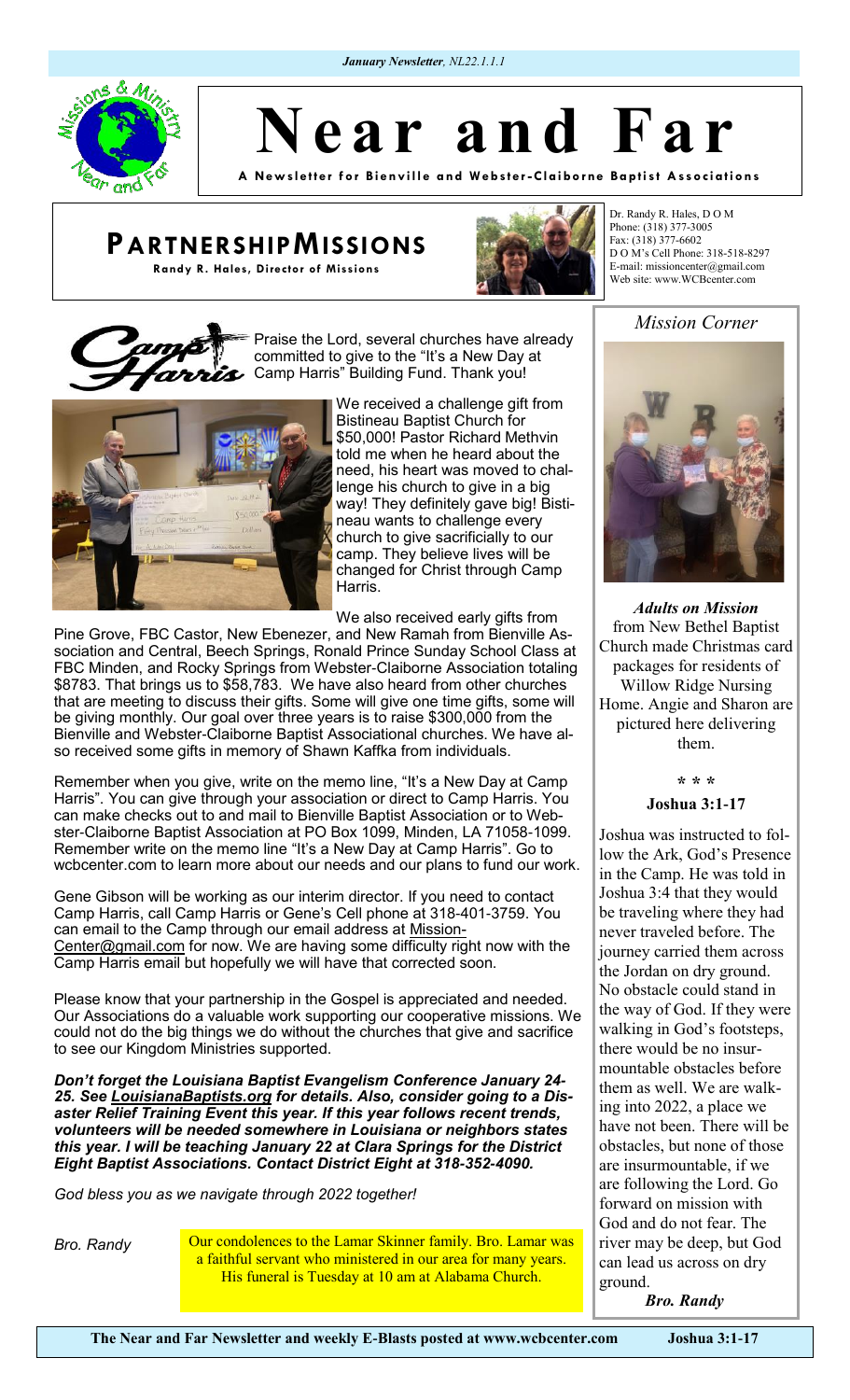*January Newsletter, NL22.1.1.1*

# Near and Far

**A Newsletter for Bienville and Webster-Claiborne Baptist Associations**

## PARTNERSHIP MISSIONS

**Randy R. Hales, Director of Missions**

Dr. Randy R. Hales, D O M
Phone: (318) 377-3005
Fax: (318) 377-6602
D O M's Cell Phone: 318-518-8297
E-mail: missioncenter@gmail.com
Web site: www.WCBcenter.com

Praise the Lord, several churches have already committed to give to the "It's a New Day at Camp Harris" Building Fund. Thank you!

We received a challenge gift from Bistineau Baptist Church for $50,000! Pastor Richard Methvin told me when he heard about the need, his heart was moved to challenge his church to give in a big way! They definitely gave big! Bistineau wants to challenge every church to give sacrificially to our camp. They believe lives will be changed for Christ through Camp Harris.

We also received early gifts from Pine Grove, FBC Castor, New Ebenezer, and New Ramah from Bienville Association and Central, Beech Springs, Ronald Prince Sunday School Class at FBC Minden, and Rocky Springs from Webster-Claiborne Association totaling $8783. That brings us to $58,783. We have also heard from other churches that are meeting to discuss their gifts. Some will give one time gifts, some will be giving monthly. Our goal over three years is to raise $300,000 from the Bienville and Webster-Claiborne Baptist Associational churches. We have also received some gifts in memory of Shawn Kaffka from individuals.

Remember when you give, write on the memo line, "It's a New Day at Camp Harris". You can give through your association or direct to Camp Harris. You can make checks out to and mail to Bienville Baptist Association or to Webster-Claiborne Baptist Association at PO Box 1099, Minden, LA 71058-1099. Remember write on the memo line "It's a New Day at Camp Harris". Go to wcbcenter.com to learn more about our needs and our plans to fund our work.

Gene Gibson will be working as our interim director. If you need to contact Camp Harris, call Camp Harris or Gene's Cell phone at 318-401-3759. You can email to the Camp through our email address at Mission-Center@gmail.com for now. We are having some difficulty right now with the Camp Harris email but hopefully we will have that corrected soon.

Please know that your partnership in the Gospel is appreciated and needed. Our Associations do a valuable work supporting our cooperative missions. We could not do the big things we do without the churches that give and sacrifice to see our Kingdom Ministries supported.

***Don't forget the Louisiana Baptist Evangelism Conference January 24-25. See LouisianaBaptists.org for details. Also, consider going to a Disaster Relief Training Event this year. If this year follows recent trends, volunteers will be needed somewhere in Louisiana or neighbors states this year. I will be teaching January 22 at Clara Springs for the District Eight Baptist Associations. Contact District Eight at 318-352-4090.***

*God bless you as we navigate through 2022 together!*

*Bro. Randy*

Our condolences to the Lamar Skinner family. Bro. Lamar was a faithful servant who ministered in our area for many years. His funeral is Tuesday at 10 am at Alabama Church.

## *Mission Corner*

***Adults on Mission*** from New Bethel Baptist Church made Christmas card packages for residents of Willow Ridge Nursing Home. Angie and Sharon are pictured here delivering them.

\* \* \*

**Joshua 3:1-17**

Joshua was instructed to follow the Ark, God's Presence in the Camp. He was told in Joshua 3:4 that they would be traveling where they had never traveled before. The journey carried them across the Jordan on dry ground. No obstacle could stand in the way of God. If they were walking in God's footsteps, there would be no insurmountable obstacles before them as well. We are walking into 2022, a place we have not been. There will be obstacles, but none of those are insurmountable, if we are following the Lord. Go forward on mission with God and do not fear. The river may be deep, but God can lead us across on dry ground.

***Bro. Randy***

**The Near and Far Newsletter and weekly E-Blasts posted at www.wcbcenter.com** **Joshua 3:1-17**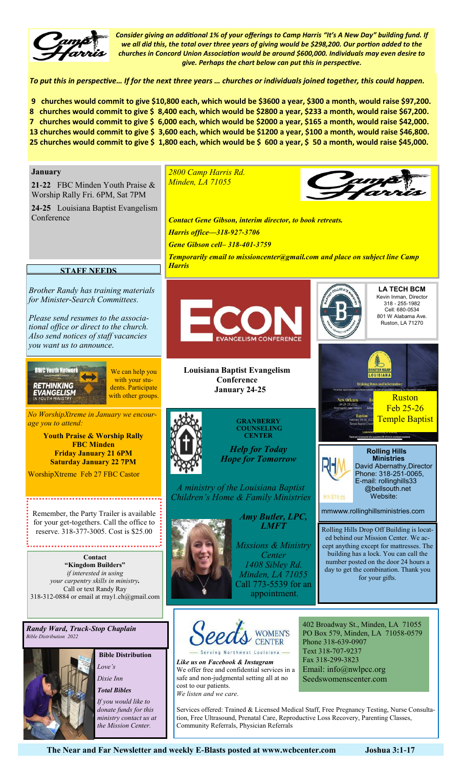***Consider giving an additional 1% of your offerings to Camp Harris "It's A New Day" building fund. If we all did this, the total over three years of giving would be $298,200. Our portion added to the churches in Concord Union Association would be around $600,000. Individuals may even desire to give. Perhaps the chart below can put this in perspective.***

*To put this in perspective… If for the next three years … churches or individuals joined together, this could happen.*

**9 churches would commit to give $10,800 each, which would be $3600 a year, $300 a month, would raise $97,200.**
**8 churches would commit to give $ 8,400 each, which would be $2800 a year, $233 a month, would raise $67,200.**
**7 churches would commit to give $ 6,000 each, which would be $2000 a year, $165 a month, would raise $42,000.**
**13 churches would commit to give $ 3,600 each, which would be $1200 a year, $100 a month, would raise $46,800.**
**25 churches would commit to give $ 1,800 each, which would be $ 600 a year, $ 50 a month, would raise $45,000.**

**January**

**21-22** FBC Minden Youth Praise & Worship Rally Fri. 6PM, Sat 7PM

**24-25** Louisiana Baptist Evangelism Conference

*2800 Camp Harris Rd.*
*Minden, LA 71055*

***Contact Gene Gibson, interim director, to book retreats.***
***Harris office—318-927-3706***
***Gene Gibson cell– 318-401-3759***
***Temporarily email to missioncenter@gmail.com and place on subject line Camp Harris***

**STAFF NEEDS**

*Brother Randy has training materials for Minister-Search Committees.*

*Please send resumes to the associational office or direct to the church. Also send notices of staff vacancies you want us to announce.*

We can help you with your students. Participate with other groups.

*No WorshipXtreme in January we encourage you to attend:*

**Youth Praise & Worship Rally**
**FBC Minden**
**Friday January 21 6PM**
**Saturday January 22 7PM**

WorshipXtreme Feb 27 FBC Castor

Remember, the Party Trailer is available for your get-togethers. Call the office to reserve. 318-377-3005. Cost is $25.00

**Contact**
**"Kingdom Builders"**
*if interested in using your carpentry skills in ministry.*
Call or text Randy Ray
318-312-0884 or email at rray1.ch@gmail.com

**Louisiana Baptist Evangelism Conference**
**January 24-25**

**LA TECH BCM**
Kevin Inman, Director
318 - 255-1982
Cell: 680-0534
801 W Alabama Ave.
Ruston, LA 71270

Ruston
Feb 25-26
Temple Baptist

**GRANBERRY COUNSELING CENTER**

***Help for Today***
***Hope for Tomorrow***

*A ministry of the Louisiana Baptist Children's Home & Family Ministries*

***Amy Butler, LPC, LMFT***

*Missions & Ministry Center*
*1408 Sibley Rd.*
*Minden, LA 71055*
Call 773-5539 for an appointment.

**Rolling Hills Ministries**
David Abernathy,Director
Phone: 318-251-0065,
E-mail: rollinghills33@bellsouth.net
Website:
mmwww.rollinghillsministries.com

Rolling Hills Drop Off Building is located behind our Mission Center. We accept anything except for mattresses. The building has a lock. You can call the number posted on the door 24 hours a day to get the combination. Thank you for your gifts.

***Randy Ward, Truck-Stop Chaplain***
*Bible Distribution 2022*

**Bible Distribution**
*Love's*
*Dixie Inn*
***Total Bibles***

*If you would like to donate funds for this ministry contact us at the Mission Center.*

***Like us on Facebook & Instagram***
We offer free and confidential services in a safe and non-judgmental setting all at no cost to our patients.
*We listen and we care.*

402 Broadway St., Minden, LA 71055
PO Box 579, Minden, LA 71058-0579
Phone 318-639-0907
Text 318-707-9237
Fax 318-299-3823
Email: info@nwlpcc.org
Seedswomenscenter.com

Services offered: Trained & Licensed Medical Staff, Free Pregnancy Testing, Nurse Consultation, Free Ultrasound, Prenatal Care, Reproductive Loss Recovery, Parenting Classes, Community Referrals, Physician Referrals

**The Near and Far Newsletter and weekly E-Blasts posted at www.wcbcenter.com** **Joshua 3:1-17**